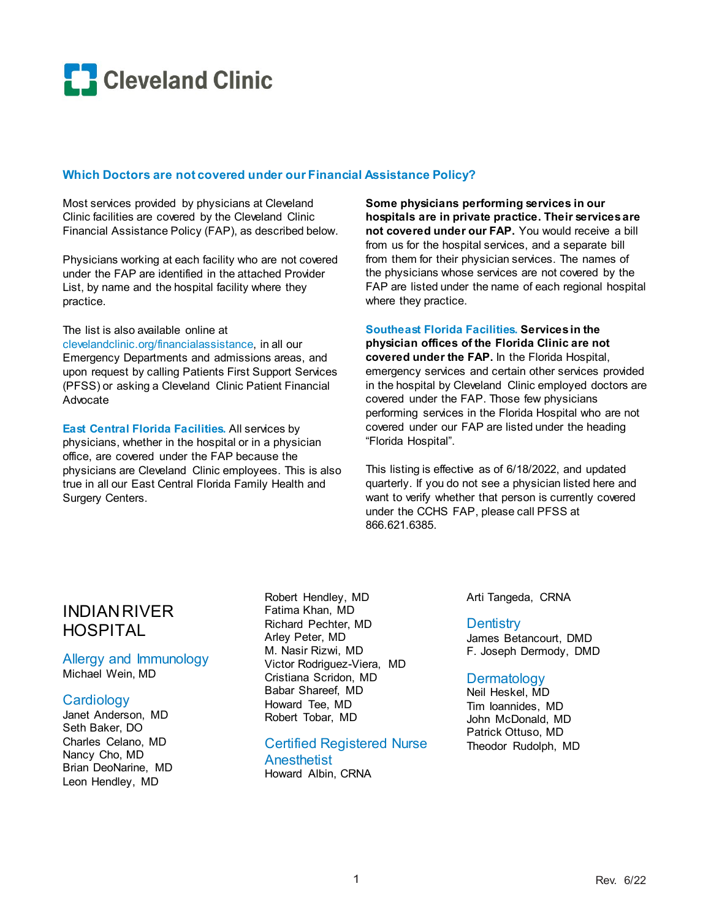Cleveland Clinic

## Which Doctors are not covered under our Financial Assistance Policy?

Most services provided by physicians at Cleveland Clinic facilities are covered by the Cleveland Clinic Financial Assistance Policy (FAP), as described below.

Physicians working at each facility who are not covered under the FAP are identified in the attached Provider List, by name and the hospital facility where they practice.

The list is also available online at clevelandclinic.org/financialassistance, in all our Emergency Departments and admissions areas, and upon request by calling Patients First Support Services (PFSS) or asking a Cleveland Clinic Patient Financial Advocate

**East Central Florida Facilities.** All services by physicians, whether in the hospital or in a physician office, are covered under the FAP because the physicians are Cleveland Clinic employees. This is also true in all our East Central Florida Family Health and Surgery Centers.

**Some physicians performing services in our hospitals are in private practice. Their services are not covered under our FAP.** You would receive a bill from us for the hospital services, and a separate bill from them for their physician services. The names of the physicians whose services are not covered by the FAP are listed under the name of each regional hospital where they practice.

**Southeast Florida Facilities. Services in the physician offices of the Florida Clinic are not covered under the FAP.** In the Florida Hospital, emergency services and certain other services provided in the hospital by Cleveland Clinic employed doctors are covered under the FAP. Those few physicians performing services in the Florida Hospital who are not covered under our FAP are listed under the heading "Florida Hospital".

This listing is effective as of 6/18/2022, and updated quarterly. If you do not see a physician listed here and want to verify whether that person is currently covered under the CCHS FAP, please call PFSS at 866.621.6385.

# INDIAN RIVER HOSPITAL

### Allergy and Immunology
Michael Wein, MD

### Cardiology
Janet Anderson, MD
Seth Baker, DO
Charles Celano, MD
Nancy Cho, MD
Brian DeoNarine, MD
Leon Hendley, MD
Robert Hendley, MD
Fatima Khan, MD
Richard Pechter, MD
Arley Peter, MD
M. Nasir Rizwi, MD
Victor Rodriguez-Viera, MD
Cristiana Scridon, MD
Babar Shareef, MD
Howard Tee, MD
Robert Tobar, MD

### Certified Registered Nurse Anesthetist
Howard Albin, CRNA
Arti Tangeda, CRNA

### Dentistry
James Betancourt, DMD
F. Joseph Dermody, DMD

### Dermatology
Neil Heskel, MD
Tim Ioannides, MD
John McDonald, MD
Patrick Ottuso, MD
Theodor Rudolph, MD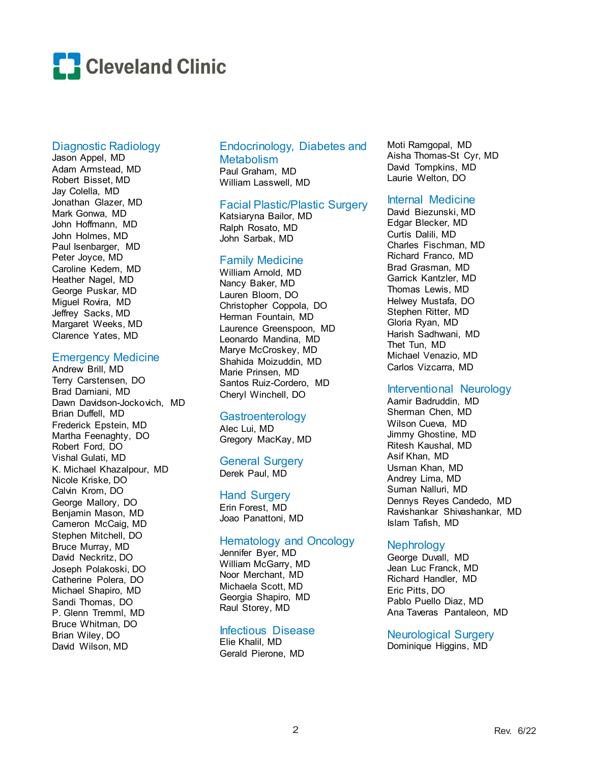# Cleveland Clinic

## Diagnostic Radiology

Jason Appel, MD
Adam Armstead, MD
Robert Bisset, MD
Jay Colella, MD
Jonathan Glazer, MD
Mark Gonwa, MD
John Hoffmann, MD
John Holmes, MD
Paul Isenbarger, MD
Peter Joyce, MD
Caroline Kedem, MD
Heather Nagel, MD
George Puskar, MD
Miguel Rovira, MD
Jeffrey Sacks, MD
Margaret Weeks, MD
Clarence Yates, MD

## Emergency Medicine

Andrew Brill, MD
Terry Carstensen, DO
Brad Damiani, MD
Dawn Davidson-Jockovich, MD
Brian Duffell, MD
Frederick Epstein, MD
Martha Feenaghty, DO
Robert Ford, DO
Vishal Gulati, MD
K. Michael Khazalpour, MD
Nicole Kriske, DO
Calvin Krom, DO
George Mallory, DO
Benjamin Mason, MD
Cameron McCaig, MD
Stephen Mitchell, DO
Bruce Murray, MD
David Neckritz, DO
Joseph Polakoski, DO
Catherine Polera, DO
Michael Shapiro, MD
Sandi Thomas, DO
P. Glenn Tremml, MD
Bruce Whitman, DO
Brian Wiley, DO
David Wilson, MD

## Endocrinology, Diabetes and Metabolism

Paul Graham, MD
William Lasswell, MD

## Facial Plastic/Plastic Surgery

Katsiaryna Bailor, MD
Ralph Rosato, MD
John Sarbak, MD

## Family Medicine

William Arnold, MD
Nancy Baker, MD
Lauren Bloom, DO
Christopher Coppola, DO
Herman Fountain, MD
Laurence Greenspoon, MD
Leonardo Mandina, MD
Marye McCroskey, MD
Shahida Moizuddin, MD
Marie Prinsen, MD
Santos Ruiz-Cordero, MD
Cheryl Winchell, DO

## Gastroenterology

Alec Lui, MD
Gregory MacKay, MD

## General Surgery

Derek Paul, MD

## Hand Surgery

Erin Forest, MD
Joao Panattoni, MD

## Hematology and Oncology

Jennifer Byer, MD
William McGarry, MD
Noor Merchant, MD
Michaela Scott, MD
Georgia Shapiro, MD
Raul Storey, MD

## Infectious Disease

Elie Khalil, MD
Gerald Pierone, MD
Moti Ramgopal, MD
Aisha Thomas-St Cyr, MD
David Tompkins, MD
Laurie Welton, DO

## Internal Medicine

David Biezunski, MD
Edgar Blecker, MD
Curtis Dalili, MD
Charles Fischman, MD
Richard Franco, MD
Brad Grasman, MD
Garrick Kantzler, MD
Thomas Lewis, MD
Helwey Mustafa, DO
Stephen Ritter, MD
Gloria Ryan, MD
Harish Sadhwani, MD
Thet Tun, MD
Michael Venazio, MD
Carlos Vizcarra, MD

## Interventional Neurology

Aamir Badruddin, MD
Sherman Chen, MD
Wilson Cueva, MD
Jimmy Ghostine, MD
Ritesh Kaushal, MD
Asif Khan, MD
Usman Khan, MD
Andrey Lima, MD
Suman Nalluri, MD
Dennys Reyes Candedo, MD
Ravishankar Shivashankar, MD
Islam Tafish, MD

## Nephrology

George Duvall, MD
Jean Luc Franck, MD
Richard Handler, MD
Eric Pitts, DO
Pablo Puello Diaz, MD
Ana Taveras Pantaleon, MD

## Neurological Surgery

Dominique Higgins, MD

Rev. 6/22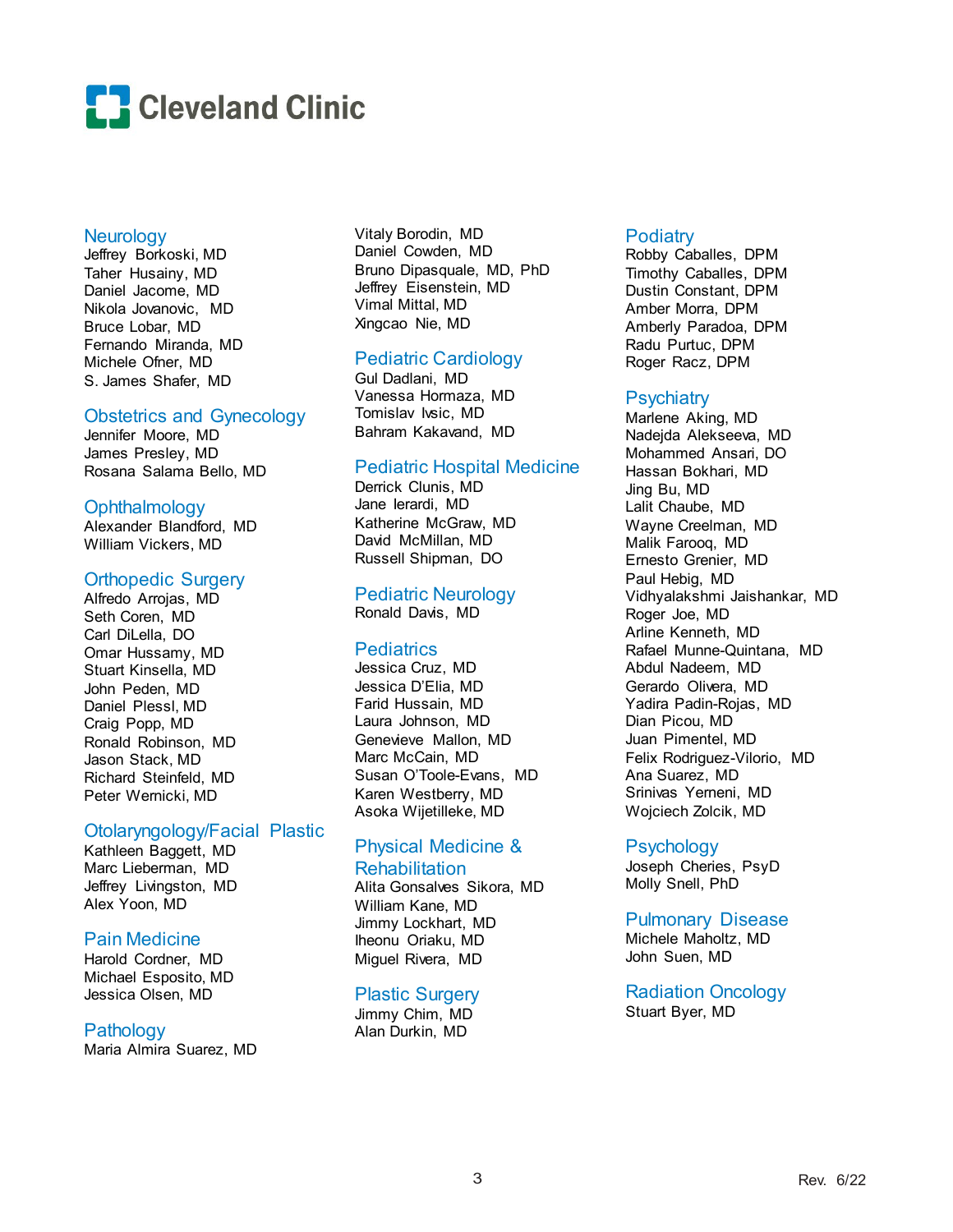# Cleveland Clinic

## Neurology

Jeffrey Borkoski, MD
Taher Husainy, MD
Daniel Jacome, MD
Nikola Jovanovic, MD
Bruce Lobar, MD
Fernando Miranda, MD
Michele Ofner, MD
S. James Shafer, MD

## Obstetrics and Gynecology

Jennifer Moore, MD
James Presley, MD
Rosana Salama Bello, MD

## Ophthalmology

Alexander Blandford, MD
William Vickers, MD

## Orthopedic Surgery

Alfredo Arrojas, MD
Seth Coren, MD
Carl DiLella, DO
Omar Hussamy, MD
Stuart Kinsella, MD
John Peden, MD
Daniel Plessl, MD
Craig Popp, MD
Ronald Robinson, MD
Jason Stack, MD
Richard Steinfeld, MD
Peter Wernicki, MD

## Otolaryngology/Facial Plastic

Kathleen Baggett, MD
Marc Lieberman, MD
Jeffrey Livingston, MD
Alex Yoon, MD

## Pain Medicine

Harold Cordner, MD
Michael Esposito, MD
Jessica Olsen, MD

## Pathology

Maria Almira Suarez, MD
Vitaly Borodin, MD
Daniel Cowden, MD
Bruno Dipasquale, MD, PhD
Jeffrey Eisenstein, MD
Vimal Mittal, MD
Xingcao Nie, MD

## Pediatric Cardiology

Gul Dadlani, MD
Vanessa Hormaza, MD
Tomislav Ivsic, MD
Bahram Kakavand, MD

## Pediatric Hospital Medicine

Derrick Clunis, MD
Jane Ierardi, MD
Katherine McGraw, MD
David McMillan, MD
Russell Shipman, DO

## Pediatric Neurology

Ronald Davis, MD

## Pediatrics

Jessica Cruz, MD
Jessica D'Elia, MD
Farid Hussain, MD
Laura Johnson, MD
Genevieve Mallon, MD
Marc McCain, MD
Susan O'Toole-Evans, MD
Karen Westberry, MD
Asoka Wijetilleke, MD

## Physical Medicine & Rehabilitation

Alita Gonsalves Sikora, MD
William Kane, MD
Jimmy Lockhart, MD
Iheonu Oriaku, MD
Miguel Rivera, MD

## Plastic Surgery

Jimmy Chim, MD
Alan Durkin, MD

## Podiatry

Robby Caballes, DPM
Timothy Caballes, DPM
Dustin Constant, DPM
Amber Morra, DPM
Amberly Paradoa, DPM
Radu Purtuc, DPM
Roger Racz, DPM

## Psychiatry

Marlene Aking, MD
Nadejda Alekseeva, MD
Mohammed Ansari, DO
Hassan Bokhari, MD
Jing Bu, MD
Lalit Chaube, MD
Wayne Creelman, MD
Malik Farooq, MD
Ernesto Grenier, MD
Paul Hebig, MD
Vidhyalakshmi Jaishankar, MD
Roger Joe, MD
Arline Kenneth, MD
Rafael Munne-Quintana, MD
Abdul Nadeem, MD
Gerardo Olivera, MD
Yadira Padin-Rojas, MD
Dian Picou, MD
Juan Pimentel, MD
Felix Rodriguez-Vilorio, MD
Ana Suarez, MD
Srinivas Yerneni, MD
Wojciech Zolcik, MD

## Psychology

Joseph Cheries, PsyD
Molly Snell, PhD

## Pulmonary Disease

Michele Maholtz, MD
John Suen, MD

## Radiation Oncology

Stuart Byer, MD

Rev. 6/22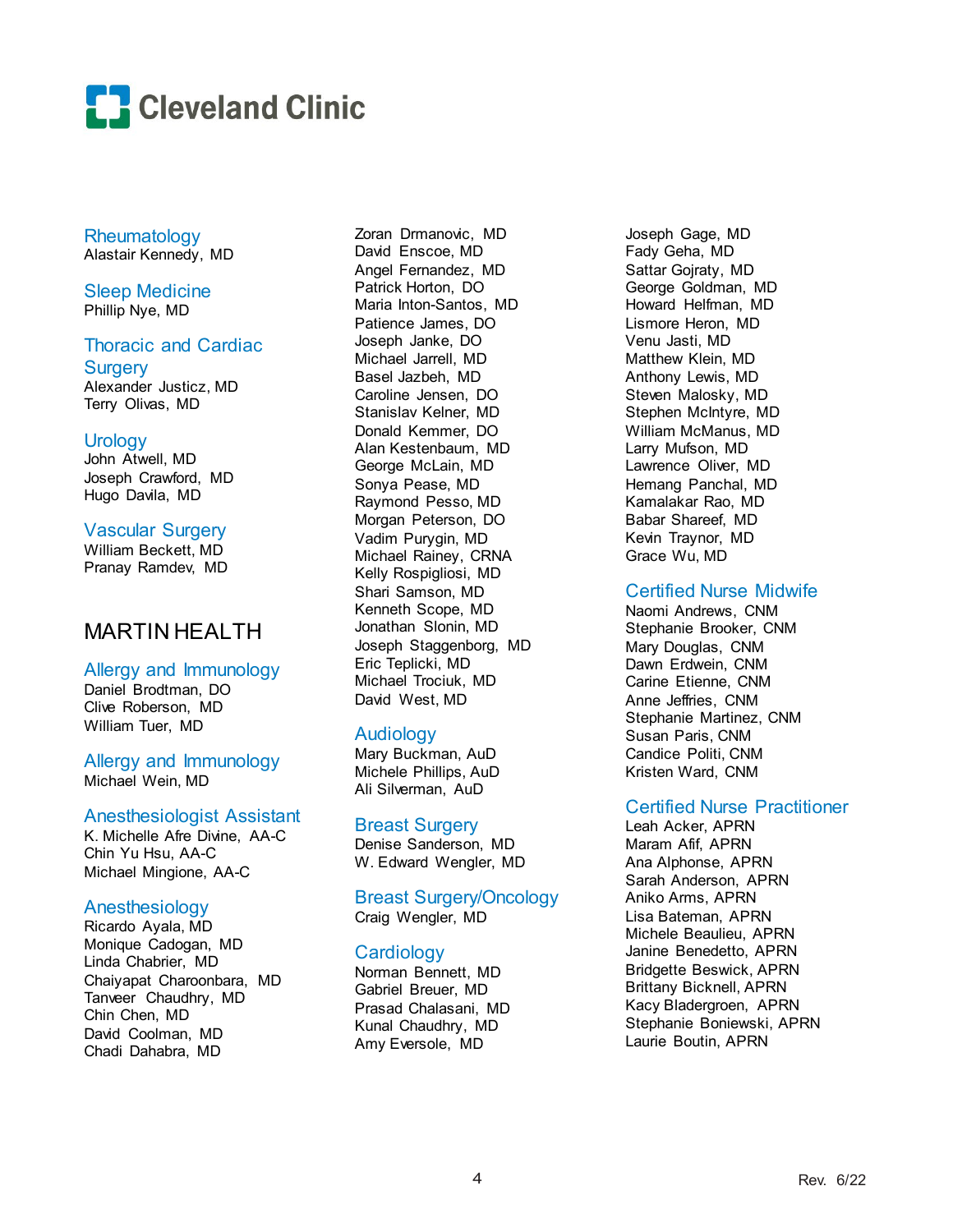## Rheumatology

Alastair Kennedy, MD

## Sleep Medicine

Phillip Nye, MD

## Thoracic and Cardiac Surgery

Alexander Justicz, MD
Terry Olivas, MD

## Urology

John Atwell, MD
Joseph Crawford, MD
Hugo Davila, MD

## Vascular Surgery

William Beckett, MD
Pranay Ramdev, MD

# MARTIN HEALTH

## Allergy and Immunology

Daniel Brodtman, DO
Clive Roberson, MD
William Tuer, MD

## Allergy and Immunology

Michael Wein, MD

## Anesthesiologist Assistant

K. Michelle Afre Divine, AA-C
Chin Yu Hsu, AA-C
Michael Mingione, AA-C

## Anesthesiology

Ricardo Ayala, MD
Monique Cadogan, MD
Linda Chabrier, MD
Chaiyapat Charoonbara, MD
Tanveer Chaudhry, MD
Chin Chen, MD
David Coolman, MD
Chadi Dahabra, MD
Zoran Drmanovic, MD
David Enscoe, MD
Angel Fernandez, MD
Patrick Horton, DO
Maria Inton-Santos, MD
Patience James, DO
Joseph Janke, DO
Michael Jarrell, MD
Basel Jazbeh, MD
Caroline Jensen, DO
Stanislav Kelner, MD
Donald Kemmer, DO
Alan Kestenbaum, MD
George McLain, MD
Sonya Pease, MD
Raymond Pesso, MD
Morgan Peterson, DO
Vadim Purygin, MD
Michael Rainey, CRNA
Kelly Rospigliosi, MD
Shari Samson, MD
Kenneth Scope, MD
Jonathan Slonin, MD
Joseph Staggenborg, MD
Eric Teplicki, MD
Michael Trociuk, MD
David West, MD

## Audiology

Mary Buckman, AuD
Michele Phillips, AuD
Ali Silverman, AuD

## Breast Surgery

Denise Sanderson, MD
W. Edward Wengler, MD

## Breast Surgery/Oncology

Craig Wengler, MD

## Cardiology

Norman Bennett, MD
Gabriel Breuer, MD
Prasad Chalasani, MD
Kunal Chaudhry, MD
Amy Eversole, MD
Joseph Gage, MD
Fady Geha, MD
Sattar Gojraty, MD
George Goldman, MD
Howard Helfman, MD
Lismore Heron, MD
Venu Jasti, MD
Matthew Klein, MD
Anthony Lewis, MD
Steven Malosky, MD
Stephen McIntyre, MD
William McManus, MD
Larry Mufson, MD
Lawrence Oliver, MD
Hemang Panchal, MD
Kamalakar Rao, MD
Babar Shareef, MD
Kevin Traynor, MD
Grace Wu, MD

## Certified Nurse Midwife

Naomi Andrews, CNM
Stephanie Brooker, CNM
Mary Douglas, CNM
Dawn Erdwein, CNM
Carine Etienne, CNM
Anne Jeffries, CNM
Stephanie Martinez, CNM
Susan Paris, CNM
Candice Politi, CNM
Kristen Ward, CNM

## Certified Nurse Practitioner

Leah Acker, APRN
Maram Afif, APRN
Ana Alphonse, APRN
Sarah Anderson, APRN
Aniko Arms, APRN
Lisa Bateman, APRN
Michele Beaulieu, APRN
Janine Benedetto, APRN
Bridgette Beswick, APRN
Brittany Bicknell, APRN
Kacy Bladergroen, APRN
Stephanie Boniewski, APRN
Laurie Boutin, APRN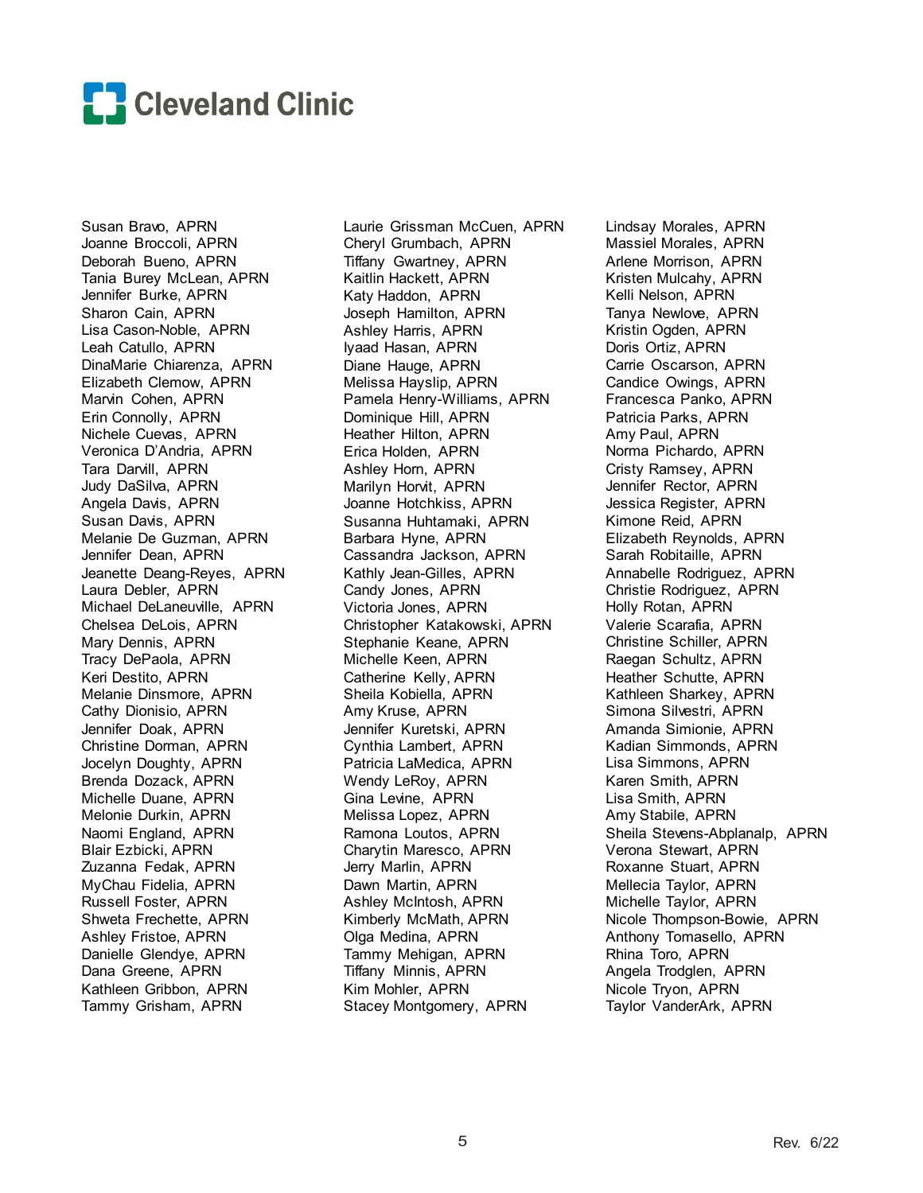Susan Bravo, APRN
Joanne Broccoli, APRN
Deborah Bueno, APRN
Tania Burey McLean, APRN
Jennifer Burke, APRN
Sharon Cain, APRN
Lisa Cason-Noble, APRN
Leah Catullo, APRN
DinaMarie Chiarenza, APRN
Elizabeth Clemow, APRN
Marvin Cohen, APRN
Erin Connolly, APRN
Nichele Cuevas, APRN
Veronica D'Andria, APRN
Tara Darvill, APRN
Judy DaSilva, APRN
Angela Davis, APRN
Susan Davis, APRN
Melanie De Guzman, APRN
Jennifer Dean, APRN
Jeanette Deang-Reyes, APRN
Laura Debler, APRN
Michael DeLaneuville, APRN
Chelsea DeLois, APRN
Mary Dennis, APRN
Tracy DePaola, APRN
Keri Destito, APRN
Melanie Dinsmore, APRN
Cathy Dionisio, APRN
Jennifer Doak, APRN
Christine Dorman, APRN
Jocelyn Doughty, APRN
Brenda Dozack, APRN
Michelle Duane, APRN
Melonie Durkin, APRN
Naomi England, APRN
Blair Ezbicki, APRN
Zuzanna Fedak, APRN
MyChau Fidelia, APRN
Russell Foster, APRN
Shweta Frechette, APRN
Ashley Fristoe, APRN
Danielle Glendye, APRN
Dana Greene, APRN
Kathleen Gribbon, APRN
Tammy Grisham, APRN
Laurie Grissman McCuen, APRN
Cheryl Grumbach, APRN
Tiffany Gwartney, APRN
Kaitlin Hackett, APRN
Katy Haddon, APRN
Joseph Hamilton, APRN
Ashley Harris, APRN
Iyaad Hasan, APRN
Diane Hauge, APRN
Melissa Hayslip, APRN
Pamela Henry-Williams, APRN
Dominique Hill, APRN
Heather Hilton, APRN
Erica Holden, APRN
Ashley Horn, APRN
Marilyn Horvit, APRN
Joanne Hotchkiss, APRN
Susanna Huhtamaki, APRN
Barbara Hyne, APRN
Cassandra Jackson, APRN
Kathly Jean-Gilles, APRN
Candy Jones, APRN
Victoria Jones, APRN
Christopher Katakowski, APRN
Stephanie Keane, APRN
Michelle Keen, APRN
Catherine Kelly, APRN
Sheila Kobiella, APRN
Amy Kruse, APRN
Jennifer Kuretski, APRN
Cynthia Lambert, APRN
Patricia LaMedica, APRN
Wendy LeRoy, APRN
Gina Levine, APRN
Melissa Lopez, APRN
Ramona Loutos, APRN
Charytin Maresco, APRN
Jerry Marlin, APRN
Dawn Martin, APRN
Ashley McIntosh, APRN
Kimberly McMath, APRN
Olga Medina, APRN
Tammy Mehigan, APRN
Tiffany Minnis, APRN
Kim Mohler, APRN
Stacey Montgomery, APRN
Lindsay Morales, APRN
Massiel Morales, APRN
Arlene Morrison, APRN
Kristen Mulcahy, APRN
Kelli Nelson, APRN
Tanya Newlove, APRN
Kristin Ogden, APRN
Doris Ortiz, APRN
Carrie Oscarson, APRN
Candice Owings, APRN
Francesca Panko, APRN
Patricia Parks, APRN
Amy Paul, APRN
Norma Pichardo, APRN
Cristy Ramsey, APRN
Jennifer Rector, APRN
Jessica Register, APRN
Kimone Reid, APRN
Elizabeth Reynolds, APRN
Sarah Robitaille, APRN
Annabelle Rodriguez, APRN
Christie Rodriguez, APRN
Holly Rotan, APRN
Valerie Scarafia, APRN
Christine Schiller, APRN
Raegan Schultz, APRN
Heather Schutte, APRN
Kathleen Sharkey, APRN
Simona Silvestri, APRN
Amanda Simionie, APRN
Kadian Simmonds, APRN
Lisa Simmons, APRN
Karen Smith, APRN
Lisa Smith, APRN
Amy Stabile, APRN
Sheila Stevens-Abplanalp, APRN
Verona Stewart, APRN
Roxanne Stuart, APRN
Mellecia Taylor, APRN
Michelle Taylor, APRN
Nicole Thompson-Bowie, APRN
Anthony Tomasello, APRN
Rhina Toro, APRN
Angela Trodglen, APRN
Nicole Tryon, APRN
Taylor VanderArk, APRN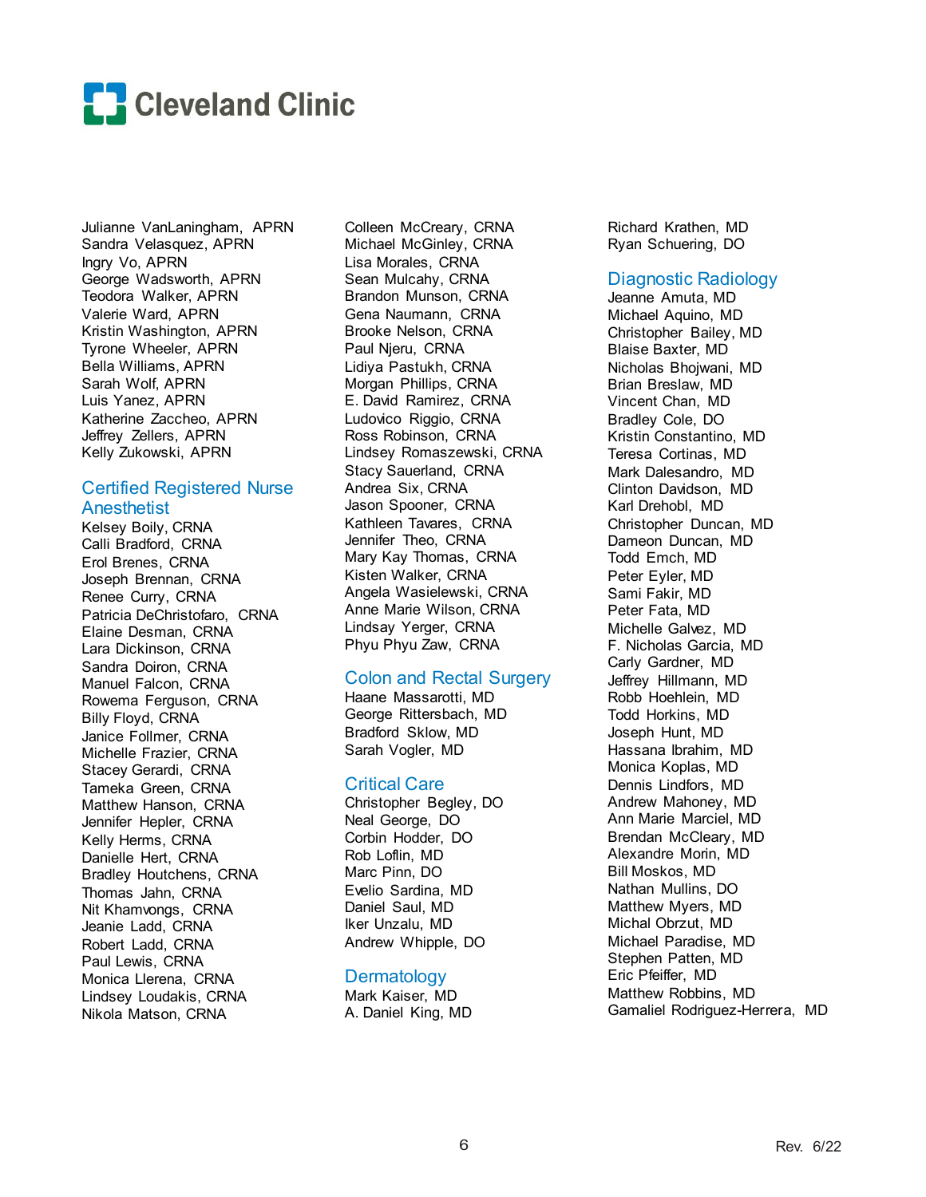Cleveland Clinic

Julianne VanLaningham, APRN
Sandra Velasquez, APRN
Ingry Vo, APRN
George Wadsworth, APRN
Teodora Walker, APRN
Valerie Ward, APRN
Kristin Washington, APRN
Tyrone Wheeler, APRN
Bella Williams, APRN
Sarah Wolf, APRN
Luis Yanez, APRN
Katherine Zaccheo, APRN
Jeffrey Zellers, APRN
Kelly Zukowski, APRN

## Certified Registered Nurse Anesthetist

Kelsey Boily, CRNA
Calli Bradford, CRNA
Erol Brenes, CRNA
Joseph Brennan, CRNA
Renee Curry, CRNA
Patricia DeChristofaro, CRNA
Elaine Desman, CRNA
Lara Dickinson, CRNA
Sandra Doiron, CRNA
Manuel Falcon, CRNA
Rowema Ferguson, CRNA
Billy Floyd, CRNA
Janice Follmer, CRNA
Michelle Frazier, CRNA
Stacey Gerardi, CRNA
Tameka Green, CRNA
Matthew Hanson, CRNA
Jennifer Hepler, CRNA
Kelly Herms, CRNA
Danielle Hert, CRNA
Bradley Houtchens, CRNA
Thomas Jahn, CRNA
Nit Khamvongs, CRNA
Jeanie Ladd, CRNA
Robert Ladd, CRNA
Paul Lewis, CRNA
Monica Llerena, CRNA
Lindsey Loudakis, CRNA
Nikola Matson, CRNA
Colleen McCreary, CRNA
Michael McGinley, CRNA
Lisa Morales, CRNA
Sean Mulcahy, CRNA
Brandon Munson, CRNA
Gena Naumann, CRNA
Brooke Nelson, CRNA
Paul Njeru, CRNA
Lidiya Pastukh, CRNA
Morgan Phillips, CRNA
E. David Ramirez, CRNA
Ludovico Riggio, CRNA
Ross Robinson, CRNA
Lindsey Romaszewski, CRNA
Stacy Sauerland, CRNA
Andrea Six, CRNA
Jason Spooner, CRNA
Kathleen Tavares, CRNA
Jennifer Theo, CRNA
Mary Kay Thomas, CRNA
Kisten Walker, CRNA
Angela Wasielewski, CRNA
Anne Marie Wilson, CRNA
Lindsay Yerger, CRNA
Phyu Phyu Zaw, CRNA

## Colon and Rectal Surgery

Haane Massarotti, MD
George Rittersbach, MD
Bradford Sklow, MD
Sarah Vogler, MD

## Critical Care

Christopher Begley, DO
Neal George, DO
Corbin Hodder, DO
Rob Loflin, MD
Marc Pinn, DO
Evelio Sardina, MD
Daniel Saul, MD
Iker Unzalu, MD
Andrew Whipple, DO

## Dermatology

Mark Kaiser, MD
A. Daniel King, MD
Richard Krathen, MD
Ryan Schuering, DO

## Diagnostic Radiology

Jeanne Amuta, MD
Michael Aquino, MD
Christopher Bailey, MD
Blaise Baxter, MD
Nicholas Bhojwani, MD
Brian Breslaw, MD
Vincent Chan, MD
Bradley Cole, DO
Kristin Constantino, MD
Teresa Cortinas, MD
Mark Dalesandro, MD
Clinton Davidson, MD
Karl Drehobl, MD
Christopher Duncan, MD
Dameon Duncan, MD
Todd Emch, MD
Peter Eyler, MD
Sami Fakir, MD
Peter Fata, MD
Michelle Galvez, MD
F. Nicholas Garcia, MD
Carly Gardner, MD
Jeffrey Hillmann, MD
Robb Hoehlein, MD
Todd Horkins, MD
Joseph Hunt, MD
Hassana Ibrahim, MD
Monica Koplas, MD
Dennis Lindfors, MD
Andrew Mahoney, MD
Ann Marie Marciel, MD
Brendan McCleary, MD
Alexandre Morin, MD
Bill Moskos, MD
Nathan Mullins, DO
Matthew Myers, MD
Michal Obrzut, MD
Michael Paradise, MD
Stephen Patten, MD
Eric Pfeiffer, MD
Matthew Robbins, MD
Gamaliel Rodriguez-Herrera, MD

Rev. 6/22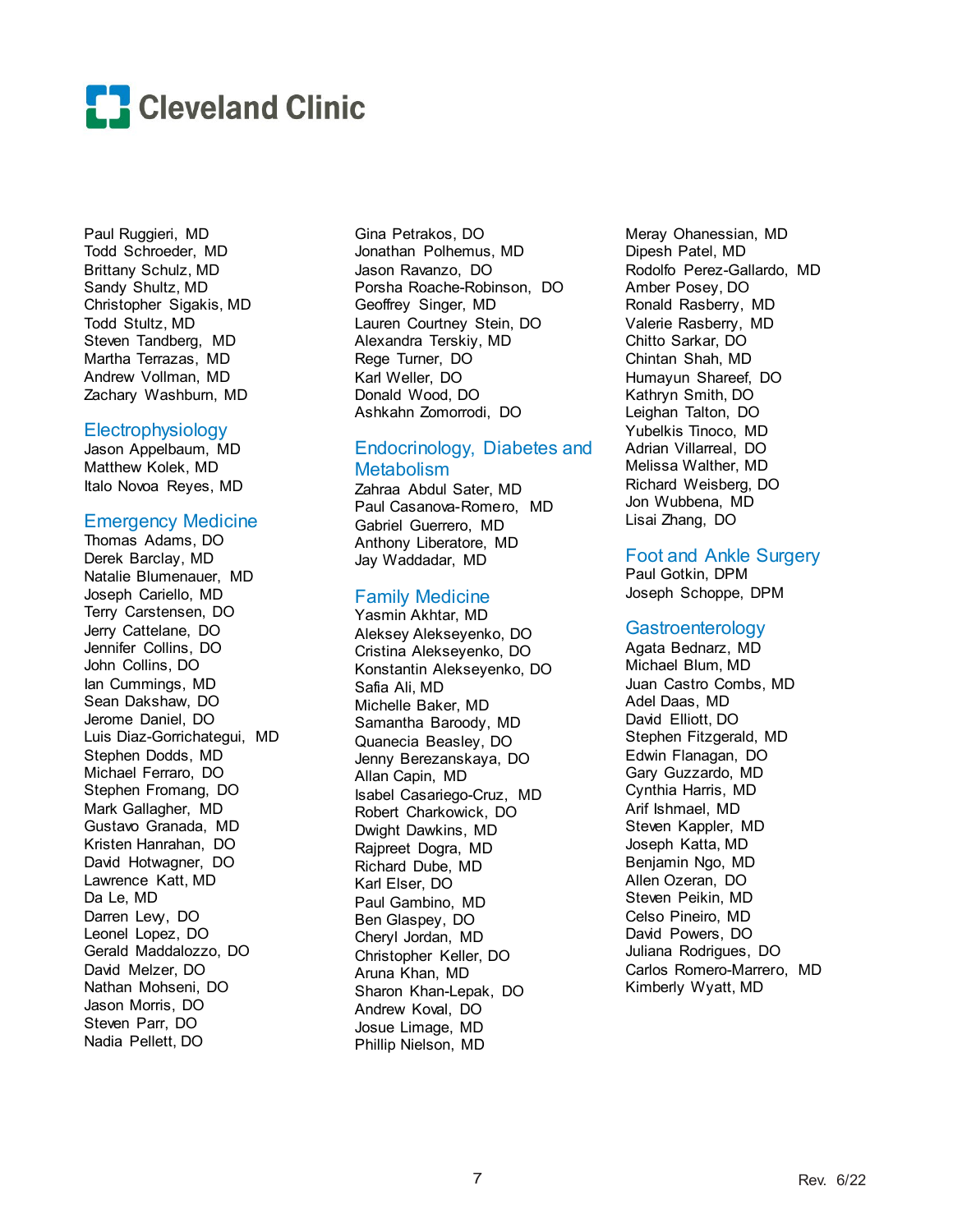Paul Ruggieri, MD
Todd Schroeder, MD
Brittany Schulz, MD
Sandy Shultz, MD
Christopher Sigakis, MD
Todd Stultz, MD
Steven Tandberg, MD
Martha Terrazas, MD
Andrew Vollman, MD
Zachary Washburn, MD

## Electrophysiology

Jason Appelbaum, MD
Matthew Kolek, MD
Italo Novoa Reyes, MD

## Emergency Medicine

Thomas Adams, DO
Derek Barclay, MD
Natalie Blumenauer, MD
Joseph Cariello, MD
Terry Carstensen, DO
Jerry Cattelane, DO
Jennifer Collins, DO
John Collins, DO
Ian Cummings, MD
Sean Dakshaw, DO
Jerome Daniel, DO
Luis Diaz-Gorrichategui, MD
Stephen Dodds, MD
Michael Ferraro, DO
Stephen Fromang, DO
Mark Gallagher, MD
Gustavo Granada, MD
Kristen Hanrahan, DO
David Hotwagner, DO
Lawrence Katt, MD
Da Le, MD
Darren Levy, DO
Leonel Lopez, DO
Gerald Maddalozzo, DO
David Melzer, DO
Nathan Mohseni, DO
Jason Morris, DO
Steven Parr, DO
Nadia Pellett, DO
Gina Petrakos, DO
Jonathan Polhemus, MD
Jason Ravanzo, DO
Porsha Roache-Robinson, DO
Geoffrey Singer, MD
Lauren Courtney Stein, DO
Alexandra Terskiy, MD
Rege Turner, DO
Karl Weller, DO
Donald Wood, DO
Ashkahn Zomorrodi, DO

## Endocrinology, Diabetes and Metabolism

Zahraa Abdul Sater, MD
Paul Casanova-Romero, MD
Gabriel Guerrero, MD
Anthony Liberatore, MD
Jay Waddadar, MD

## Family Medicine

Yasmin Akhtar, MD
Aleksey Alekseyenko, DO
Cristina Alekseyenko, DO
Konstantin Alekseyenko, DO
Safia Ali, MD
Michelle Baker, MD
Samantha Baroody, MD
Quanecia Beasley, DO
Jenny Berezanskaya, DO
Allan Capin, MD
Isabel Casariego-Cruz, MD
Robert Charkowick, DO
Dwight Dawkins, MD
Rajpreet Dogra, MD
Richard Dube, MD
Karl Elser, DO
Paul Gambino, MD
Ben Glaspey, DO
Cheryl Jordan, MD
Christopher Keller, DO
Aruna Khan, MD
Sharon Khan-Lepak, DO
Andrew Koval, DO
Josue Limage, MD
Phillip Nielson, MD
Meray Ohanessian, MD
Dipesh Patel, MD
Rodolfo Perez-Gallardo, MD
Amber Posey, DO
Ronald Rasberry, MD
Valerie Rasberry, MD
Chitto Sarkar, DO
Chintan Shah, MD
Humayun Shareef, DO
Kathryn Smith, DO
Leighan Talton, DO
Yubelkis Tinoco, MD
Adrian Villarreal, DO
Melissa Walther, MD
Richard Weisberg, DO
Jon Wubbena, MD
Lisai Zhang, DO

## Foot and Ankle Surgery

Paul Gotkin, DPM
Joseph Schoppe, DPM

## Gastroenterology

Agata Bednarz, MD
Michael Blum, MD
Juan Castro Combs, MD
Adel Daas, MD
David Elliott, DO
Stephen Fitzgerald, MD
Edwin Flanagan, DO
Gary Guzzardo, MD
Cynthia Harris, MD
Arif Ishmael, MD
Steven Kappler, MD
Joseph Katta, MD
Benjamin Ngo, MD
Allen Ozeran, DO
Steven Peikin, MD
Celso Pineiro, MD
David Powers, DO
Juliana Rodrigues, DO
Carlos Romero-Marrero, MD
Kimberly Wyatt, MD

Rev. 6/22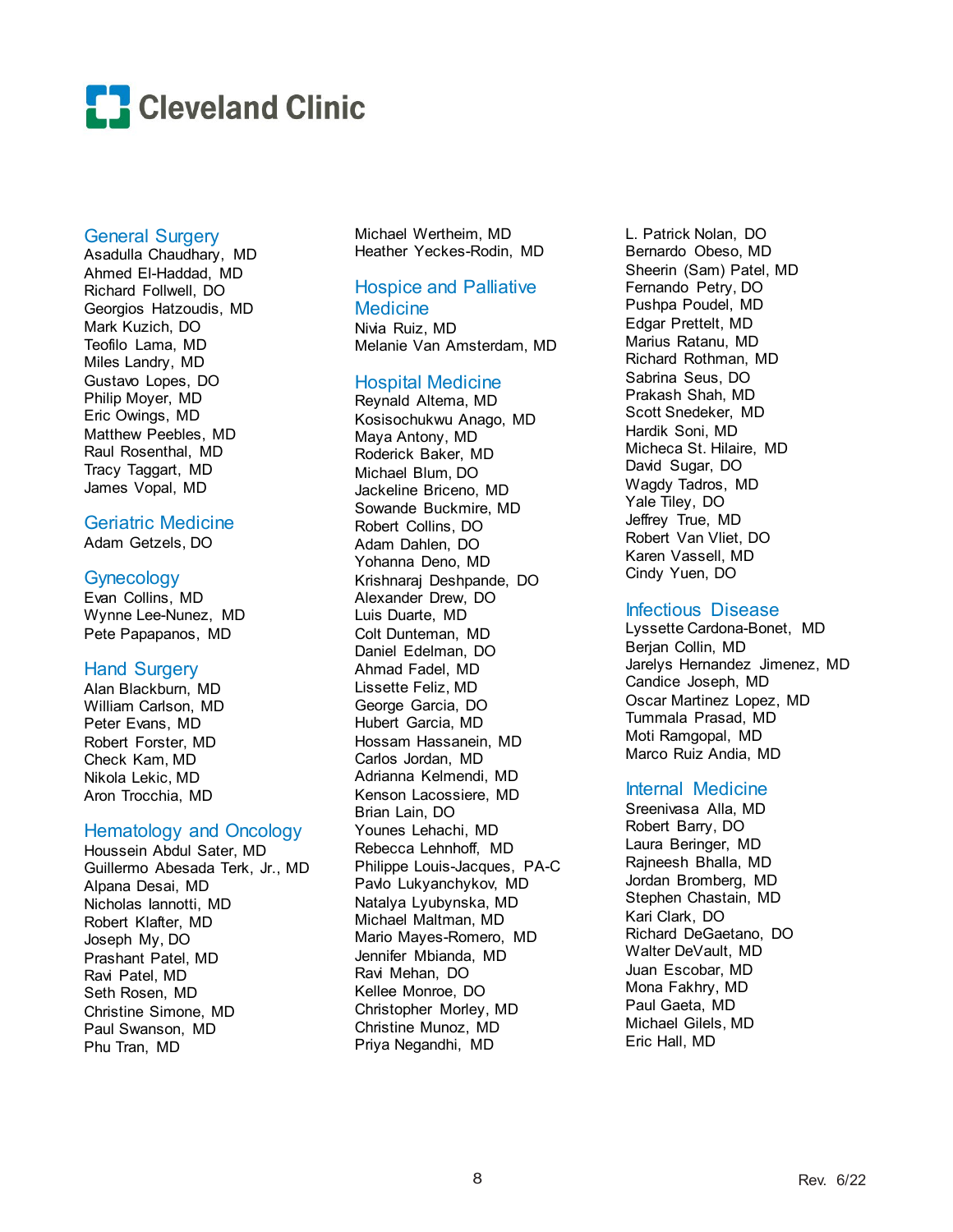# Cleveland Clinic

## General Surgery

Asadulla Chaudhary, MD
Ahmed El-Haddad, MD
Richard Follwell, DO
Georgios Hatzoudis, MD
Mark Kuzich, DO
Teofilo Lama, MD
Miles Landry, MD
Gustavo Lopes, DO
Philip Moyer, MD
Eric Owings, MD
Matthew Peebles, MD
Raul Rosenthal, MD
Tracy Taggart, MD
James Vopal, MD

## Geriatric Medicine

Adam Getzels, DO

## Gynecology

Evan Collins, MD
Wynne Lee-Nunez, MD
Pete Papapanos, MD

## Hand Surgery

Alan Blackburn, MD
William Carlson, MD
Peter Evans, MD
Robert Forster, MD
Check Kam, MD
Nikola Lekic, MD
Aron Trocchia, MD

## Hematology and Oncology

Houssein Abdul Sater, MD
Guillermo Abesada Terk, Jr., MD
Alpana Desai, MD
Nicholas Iannotti, MD
Robert Klafter, MD
Joseph My, DO
Prashant Patel, MD
Ravi Patel, MD
Seth Rosen, MD
Christine Simone, MD
Paul Swanson, MD
Phu Tran, MD
Michael Wertheim, MD
Heather Yeckes-Rodin, MD

## Hospice and Palliative Medicine

Nivia Ruiz, MD
Melanie Van Amsterdam, MD

## Hospital Medicine

Reynald Altema, MD
Kosisochukwu Anago, MD
Maya Antony, MD
Roderick Baker, MD
Michael Blum, DO
Jackeline Briceno, MD
Sowande Buckmire, MD
Robert Collins, DO
Adam Dahlen, DO
Yohanna Deno, MD
Krishnaraj Deshpande, DO
Alexander Drew, DO
Luis Duarte, MD
Colt Dunteman, MD
Daniel Edelman, DO
Ahmad Fadel, MD
Lissette Feliz, MD
George Garcia, DO
Hubert Garcia, MD
Hossam Hassanein, MD
Carlos Jordan, MD
Adrianna Kelmendi, MD
Kenson Lacossiere, MD
Brian Lain, DO
Younes Lehachi, MD
Rebecca Lehnhoff, MD
Philippe Louis-Jacques, PA-C
Pavlo Lukyanchykov, MD
Natalya Lyubynska, MD
Michael Maltman, MD
Mario Mayes-Romero, MD
Jennifer Mbianda, MD
Ravi Mehan, DO
Kellee Monroe, DO
Christopher Morley, MD
Christine Munoz, MD
Priya Negandhi, MD
L. Patrick Nolan, DO
Bernardo Obeso, MD
Sheerin (Sam) Patel, MD
Fernando Petry, DO
Pushpa Poudel, MD
Edgar Prettelt, MD
Marius Ratanu, MD
Richard Rothman, MD
Sabrina Seus, DO
Prakash Shah, MD
Scott Snedeker, MD
Hardik Soni, MD
Micheca St. Hilaire, MD
David Sugar, DO
Wagdy Tadros, MD
Yale Tiley, DO
Jeffrey True, MD
Robert Van Vliet, DO
Karen Vassell, MD
Cindy Yuen, DO

## Infectious Disease

Lyssette Cardona-Bonet, MD
Berjan Collin, MD
Jarelys Hernandez Jimenez, MD
Candice Joseph, MD
Oscar Martinez Lopez, MD
Tummala Prasad, MD
Moti Ramgopal, MD
Marco Ruiz Andia, MD

## Internal Medicine

Sreenivasa Alla, MD
Robert Barry, DO
Laura Beringer, MD
Rajneesh Bhalla, MD
Jordan Bromberg, MD
Stephen Chastain, MD
Kari Clark, DO
Richard DeGaetano, DO
Walter DeVault, MD
Juan Escobar, MD
Mona Fakhry, MD
Paul Gaeta, MD
Michael Gilels, MD
Eric Hall, MD

Rev. 6/22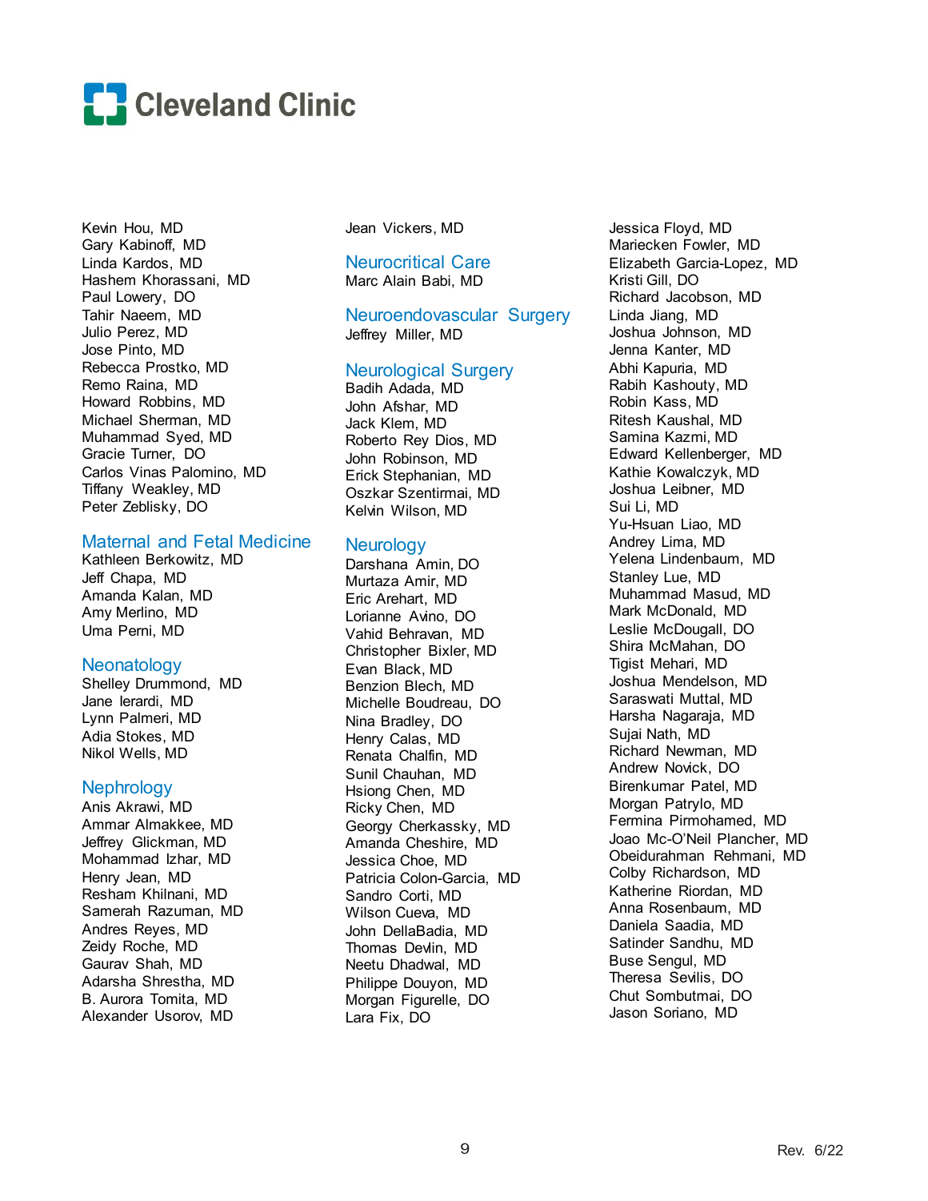Kevin Hou, MD
Gary Kabinoff, MD
Linda Kardos, MD
Hashem Khorassani, MD
Paul Lowery, DO
Tahir Naeem, MD
Julio Perez, MD
Jose Pinto, MD
Rebecca Prostko, MD
Remo Raina, MD
Howard Robbins, MD
Michael Sherman, MD
Muhammad Syed, MD
Gracie Turner, DO
Carlos Vinas Palomino, MD
Tiffany Weakley, MD
Peter Zeblisky, DO

## Maternal and Fetal Medicine

Kathleen Berkowitz, MD
Jeff Chapa, MD
Amanda Kalan, MD
Amy Merlino, MD
Uma Perni, MD

## Neonatology

Shelley Drummond, MD
Jane Ierardi, MD
Lynn Palmeri, MD
Adia Stokes, MD
Nikol Wells, MD

## Nephrology

Anis Akrawi, MD
Ammar Almakkee, MD
Jeffrey Glickman, MD
Mohammad Izhar, MD
Henry Jean, MD
Resham Khilnani, MD
Samerah Razuman, MD
Andres Reyes, MD
Zeidy Roche, MD
Gaurav Shah, MD
Adarsha Shrestha, MD
B. Aurora Tomita, MD
Alexander Usorov, MD

Jean Vickers, MD

## Neurocritical Care

Marc Alain Babi, MD

## Neuroendovascular Surgery

Jeffrey Miller, MD

## Neurological Surgery

Badih Adada, MD
John Afshar, MD
Jack Klem, MD
Roberto Rey Dios, MD
John Robinson, MD
Erick Stephanian, MD
Oszkar Szentirmai, MD
Kelvin Wilson, MD

## Neurology

Darshana Amin, DO
Murtaza Amir, MD
Eric Arehart, MD
Lorianne Avino, DO
Vahid Behravan, MD
Christopher Bixler, MD
Evan Black, MD
Benzion Blech, MD
Michelle Boudreau, DO
Nina Bradley, DO
Henry Calas, MD
Renata Chalfin, MD
Sunil Chauhan, MD
Hsiong Chen, MD
Ricky Chen, MD
Georgy Cherkassky, MD
Amanda Cheshire, MD
Jessica Choe, MD
Patricia Colon-Garcia, MD
Sandro Corti, MD
Wilson Cueva, MD
John DellaBadia, MD
Thomas Devlin, MD
Neetu Dhadwal, MD
Philippe Douyon, MD
Morgan Figurelle, DO
Lara Fix, DO
Jessica Floyd, MD
Mariecken Fowler, MD
Elizabeth Garcia-Lopez, MD
Kristi Gill, DO
Richard Jacobson, MD
Linda Jiang, MD
Joshua Johnson, MD
Jenna Kanter, MD
Abhi Kapuria, MD
Rabih Kashouty, MD
Robin Kass, MD
Ritesh Kaushal, MD
Samina Kazmi, MD
Edward Kellenberger, MD
Kathie Kowalczyk, MD
Joshua Leibner, MD
Sui Li, MD
Yu-Hsuan Liao, MD
Andrey Lima, MD
Yelena Lindenbaum, MD
Stanley Lue, MD
Muhammad Masud, MD
Mark McDonald, MD
Leslie McDougall, DO
Shira McMahan, DO
Tigist Mehari, MD
Joshua Mendelson, MD
Saraswati Muttal, MD
Harsha Nagaraja, MD
Sujai Nath, MD
Richard Newman, MD
Andrew Novick, DO
Birenkumar Patel, MD
Morgan Patrylo, MD
Fermina Pirmohamed, MD
Joao Mc-O'Neil Plancher, MD
Obeidurahman Rehmani, MD
Colby Richardson, MD
Katherine Riordan, MD
Anna Rosenbaum, MD
Daniela Saadia, MD
Satinder Sandhu, MD
Buse Sengul, MD
Theresa Sevilis, DO
Chut Sombutmai, DO
Jason Soriano, MD

Rev. 6/22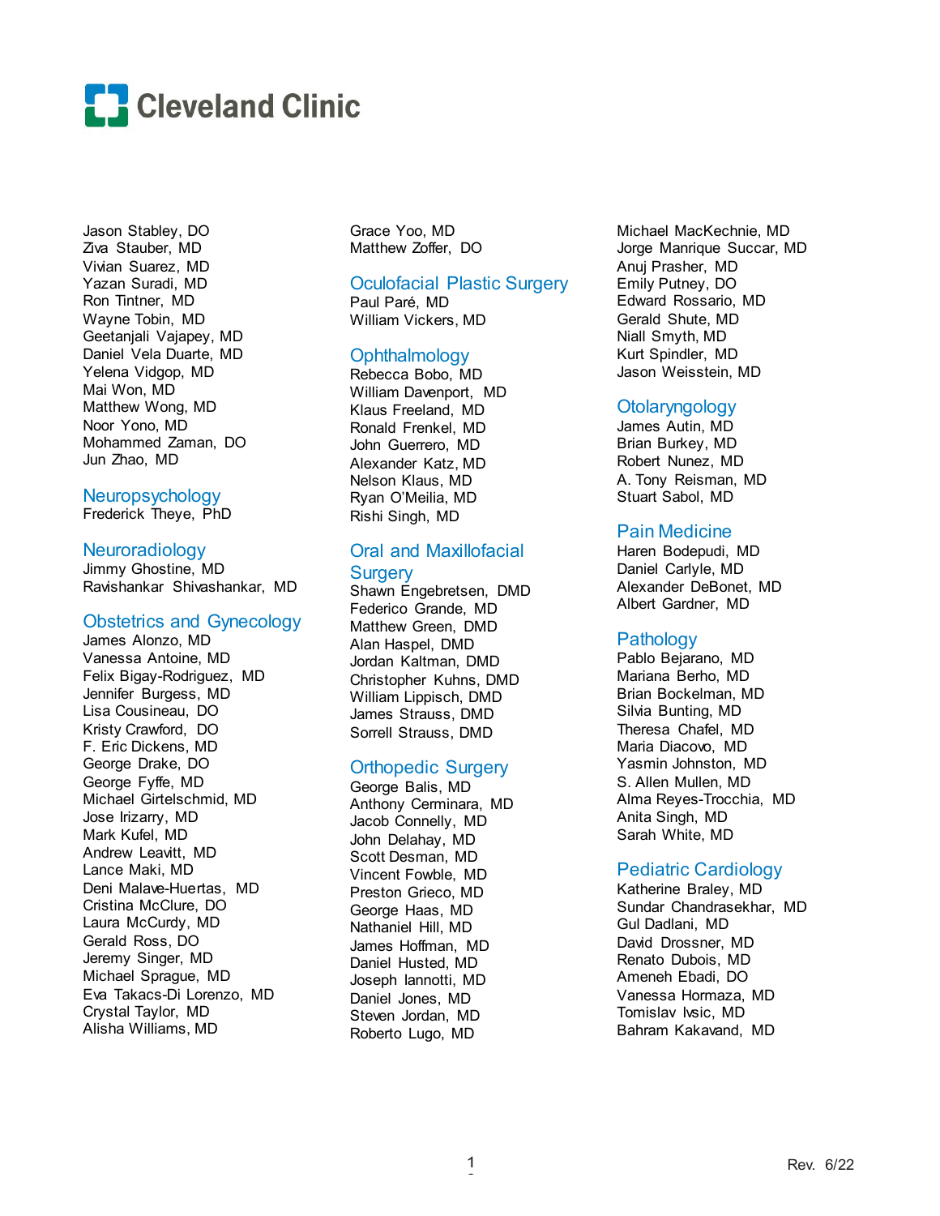Jason Stabley, DO
Ziva Stauber, MD
Vivian Suarez, MD
Yazan Suradi, MD
Ron Tintner, MD
Wayne Tobin, MD
Geetanjali Vajapey, MD
Daniel Vela Duarte, MD
Yelena Vidgop, MD
Mai Won, MD
Matthew Wong, MD
Noor Yono, MD
Mohammed Zaman, DO
Jun Zhao, MD

## Neuropsychology

Frederick Theye, PhD

## Neuroradiology

Jimmy Ghostine, MD
Ravishankar Shivashankar, MD

## Obstetrics and Gynecology

James Alonzo, MD
Vanessa Antoine, MD
Felix Bigay-Rodriguez, MD
Jennifer Burgess, MD
Lisa Cousineau, DO
Kristy Crawford, DO
F. Eric Dickens, MD
George Drake, DO
George Fyffe, MD
Michael Girtelschmid, MD
Jose Irizarry, MD
Mark Kufel, MD
Andrew Leavitt, MD
Lance Maki, MD
Deni Malave-Huertas, MD
Cristina McClure, DO
Laura McCurdy, MD
Gerald Ross, DO
Jeremy Singer, MD
Michael Sprague, MD
Eva Takacs-Di Lorenzo, MD
Crystal Taylor, MD
Alisha Williams, MD
Grace Yoo, MD
Matthew Zoffer, DO

## Oculofacial Plastic Surgery

Paul Paré, MD
William Vickers, MD

## Ophthalmology

Rebecca Bobo, MD
William Davenport, MD
Klaus Freeland, MD
Ronald Frenkel, MD
John Guerrero, MD
Alexander Katz, MD
Nelson Klaus, MD
Ryan O'Meilia, MD
Rishi Singh, MD

## Oral and Maxillofacial Surgery

Shawn Engebretsen, DMD
Federico Grande, MD
Matthew Green, DMD
Alan Haspel, DMD
Jordan Kaltman, DMD
Christopher Kuhns, DMD
William Lippisch, DMD
James Strauss, DMD
Sorrell Strauss, DMD

## Orthopedic Surgery

George Balis, MD
Anthony Cerminara, MD
Jacob Connelly, MD
John Delahay, MD
Scott Desman, MD
Vincent Fowble, MD
Preston Grieco, MD
George Haas, MD
Nathaniel Hill, MD
James Hoffman, MD
Daniel Husted, MD
Joseph Iannotti, MD
Daniel Jones, MD
Steven Jordan, MD
Roberto Lugo, MD
Michael MacKechnie, MD
Jorge Manrique Succar, MD
Anuj Prasher, MD
Emily Putney, DO
Edward Rossario, MD
Gerald Shute, MD
Niall Smyth, MD
Kurt Spindler, MD
Jason Weisstein, MD

## Otolaryngology

James Autin, MD
Brian Burkey, MD
Robert Nunez, MD
A. Tony Reisman, MD
Stuart Sabol, MD

## Pain Medicine

Haren Bodepudi, MD
Daniel Carlyle, MD
Alexander DeBonet, MD
Albert Gardner, MD

## Pathology

Pablo Bejarano, MD
Mariana Berho, MD
Brian Bockelman, MD
Silvia Bunting, MD
Theresa Chafel, MD
Maria Diacovo, MD
Yasmin Johnston, MD
S. Allen Mullen, MD
Alma Reyes-Trocchia, MD
Anita Singh, MD
Sarah White, MD

## Pediatric Cardiology

Katherine Braley, MD
Sundar Chandrasekhar, MD
Gul Dadlani, MD
David Drossner, MD
Renato Dubois, MD
Ameneh Ebadi, DO
Vanessa Hormaza, MD
Tomislav Ivsic, MD
Bahram Kakavand, MD

Rev. 6/22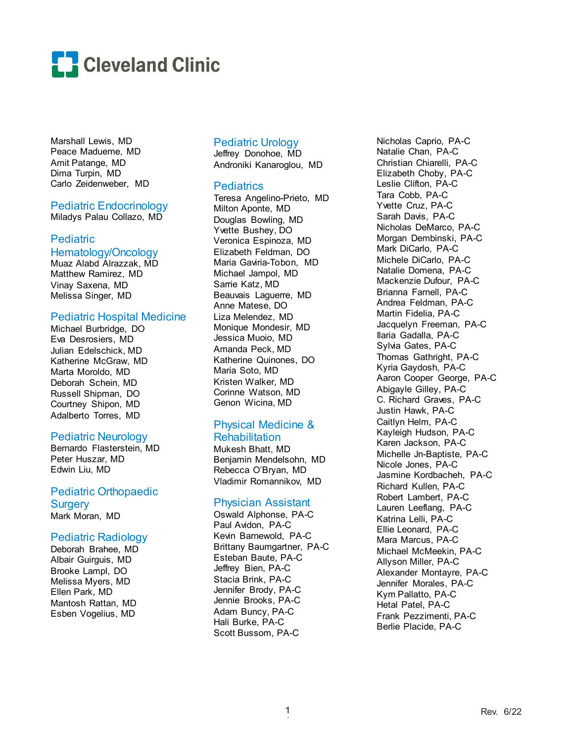Cleveland Clinic

Marshall Lewis, MD
Peace Madueme, MD
Amit Patange, MD
Dima Turpin, MD
Carlo Zeidenweber, MD

## Pediatric Endocrinology

Miladys Palau Collazo, MD

## Pediatric Hematology/Oncology

Muaz Alabd Alrazzak, MD
Matthew Ramirez, MD
Vinay Saxena, MD
Melissa Singer, MD

## Pediatric Hospital Medicine

Michael Burbridge, DO
Eva Desrosiers, MD
Julian Edelschick, MD
Katherine McGraw, MD
Marta Moroldo, MD
Deborah Schein, MD
Russell Shipman, DO
Courtney Shipon, MD
Adalberto Torres, MD

## Pediatric Neurology

Bernardo Flasterstein, MD
Peter Huszar, MD
Edwin Liu, MD

## Pediatric Orthopaedic Surgery

Mark Moran, MD

## Pediatric Radiology

Deborah Brahee, MD
Albair Guirguis, MD
Brooke Lampl, DO
Melissa Myers, MD
Ellen Park, MD
Mantosh Rattan, MD
Esben Vogelius, MD

## Pediatric Urology

Jeffrey Donohoe, MD
Androniki Kanaroglou, MD

## Pediatrics

Teresa Angelino-Prieto, MD
Milton Aponte, MD
Douglas Bowling, MD
Yvette Bushey, DO
Veronica Espinoza, MD
Elizabeth Feldman, DO
Maria Gaviria-Tobon, MD
Michael Jampol, MD
Sarrie Katz, MD
Beauvais Laguerre, MD
Anne Matese, DO
Liza Melendez, MD
Monique Mondesir, MD
Jessica Muoio, MD
Amanda Peck, MD
Katherine Quinones, DO
Maria Soto, MD
Kristen Walker, MD
Corinne Watson, MD
Genon Wicina, MD

## Physical Medicine & Rehabilitation

Mukesh Bhatt, MD
Benjamin Mendelsohn, MD
Rebecca O'Bryan, MD
Vladimir Romannikov, MD

## Physician Assistant

Oswald Alphonse, PA-C
Paul Avidon, PA-C
Kevin Barnewold, PA-C
Brittany Baumgartner, PA-C
Esteban Baute, PA-C
Jeffrey Bien, PA-C
Stacia Brink, PA-C
Jennifer Brody, PA-C
Jennie Brooks, PA-C
Adam Buncy, PA-C
Hali Burke, PA-C
Scott Bussom, PA-C
Nicholas Caprio, PA-C
Natalie Chan, PA-C
Christian Chiarelli, PA-C
Elizabeth Choby, PA-C
Leslie Clifton, PA-C
Tara Cobb, PA-C
Yvette Cruz, PA-C
Sarah Davis, PA-C
Nicholas DeMarco, PA-C
Morgan Dembinski, PA-C
Mark DiCarlo, PA-C
Michele DiCarlo, PA-C
Natalie Domena, PA-C
Mackenzie Dufour, PA-C
Brianna Farnell, PA-C
Andrea Feldman, PA-C
Martin Fidelia, PA-C
Jacquelyn Freeman, PA-C
Ilaria Gadalla, PA-C
Sylvia Gates, PA-C
Thomas Gathright, PA-C
Kyria Gaydosh, PA-C
Aaron Cooper George, PA-C
Abigayle Gilley, PA-C
C. Richard Graves, PA-C
Justin Hawk, PA-C
Caitlyn Helm, PA-C
Kayleigh Hudson, PA-C
Karen Jackson, PA-C
Michelle Jn-Baptiste, PA-C
Nicole Jones, PA-C
Jasmine Kordbacheh, PA-C
Richard Kullen, PA-C
Robert Lambert, PA-C
Lauren Leeflang, PA-C
Katrina Lelli, PA-C
Ellie Leonard, PA-C
Mara Marcus, PA-C
Michael McMeekin, PA-C
Allyson Miller, PA-C
Alexander Montayre, PA-C
Jennifer Morales, PA-C
Kym Pallatto, PA-C
Hetal Patel, PA-C
Frank Pezzimenti, PA-C
Berlie Placide, PA-C

Rev. 6/22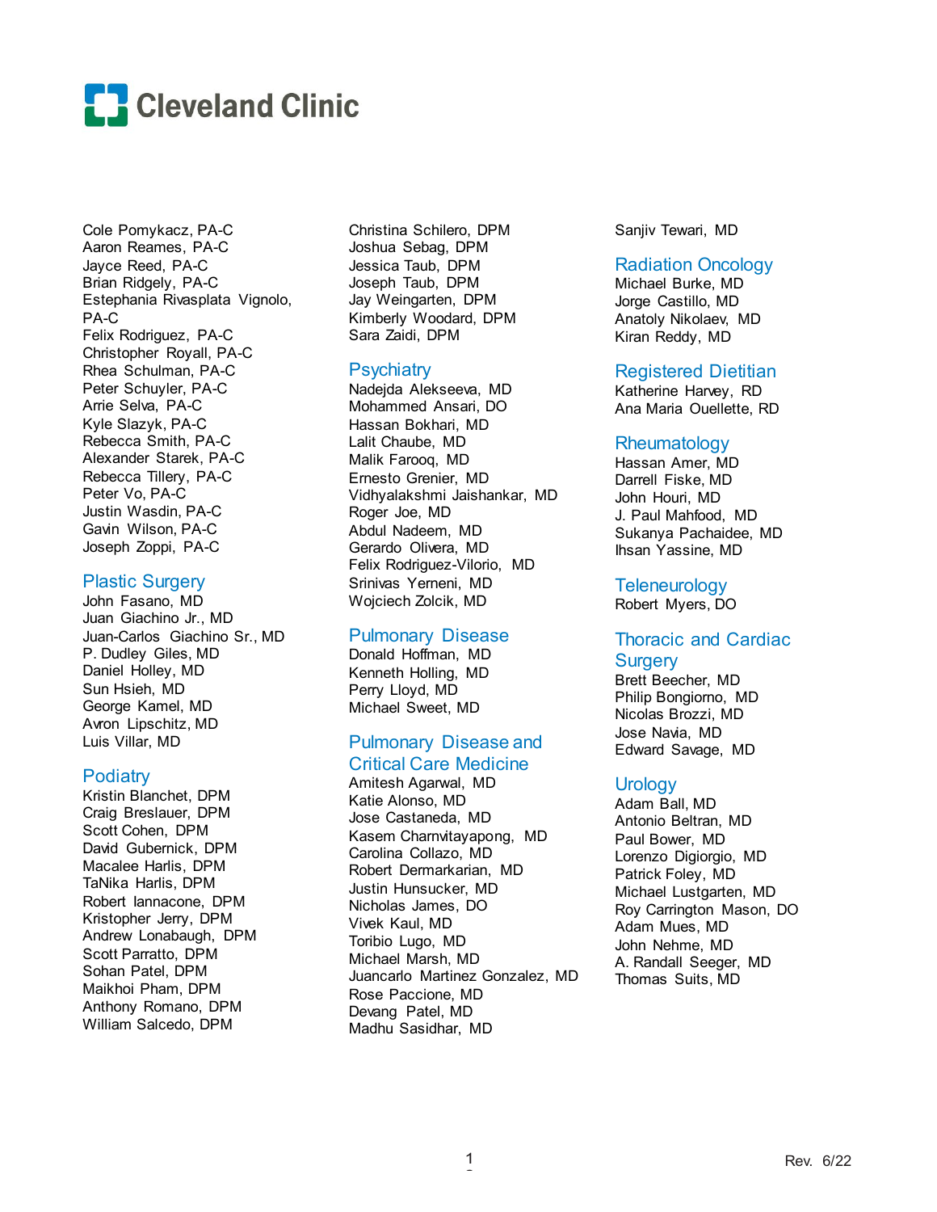Cole Pomykacz, PA-C
Aaron Reames, PA-C
Jayce Reed, PA-C
Brian Ridgely, PA-C
Estephania Rivasplata Vignolo, PA-C
Felix Rodriguez, PA-C
Christopher Royall, PA-C
Rhea Schulman, PA-C
Peter Schuyler, PA-C
Arrie Selva, PA-C
Kyle Slazyk, PA-C
Rebecca Smith, PA-C
Alexander Starek, PA-C
Rebecca Tillery, PA-C
Peter Vo, PA-C
Justin Wasdin, PA-C
Gavin Wilson, PA-C
Joseph Zoppi, PA-C

## Plastic Surgery

John Fasano, MD
Juan Giachino Jr., MD
Juan-Carlos Giachino Sr., MD
P. Dudley Giles, MD
Daniel Holley, MD
Sun Hsieh, MD
George Kamel, MD
Avron Lipschitz, MD
Luis Villar, MD

## Podiatry

Kristin Blanchet, DPM
Craig Breslauer, DPM
Scott Cohen, DPM
David Gubernick, DPM
Macalee Harlis, DPM
TaNika Harlis, DPM
Robert Iannacone, DPM
Kristopher Jerry, DPM
Andrew Lonabaugh, DPM
Scott Parratto, DPM
Sohan Patel, DPM
Maikhoi Pham, DPM
Anthony Romano, DPM
William Salcedo, DPM
Christina Schilero, DPM
Joshua Sebag, DPM
Jessica Taub, DPM
Joseph Taub, DPM
Jay Weingarten, DPM
Kimberly Woodard, DPM
Sara Zaidi, DPM

## Psychiatry

Nadejda Alekseeva, MD
Mohammed Ansari, DO
Hassan Bokhari, MD
Lalit Chaube, MD
Malik Farooq, MD
Ernesto Grenier, MD
Vidhyalakshmi Jaishankar, MD
Roger Joe, MD
Abdul Nadeem, MD
Gerardo Olivera, MD
Felix Rodriguez-Vilorio, MD
Srinivas Yerneni, MD
Wojciech Zolcik, MD

## Pulmonary Disease

Donald Hoffman, MD
Kenneth Holling, MD
Perry Lloyd, MD
Michael Sweet, MD

## Pulmonary Disease and Critical Care Medicine

Amitesh Agarwal, MD
Katie Alonso, MD
Jose Castaneda, MD
Kasem Charnvitayapong, MD
Carolina Collazo, MD
Robert Dermarkarian, MD
Justin Hunsucker, MD
Nicholas James, DO
Vivek Kaul, MD
Toribio Lugo, MD
Michael Marsh, MD
Juancarlo Martinez Gonzalez, MD
Rose Paccione, MD
Devang Patel, MD
Madhu Sasidhar, MD
Sanjiv Tewari, MD

## Radiation Oncology

Michael Burke, MD
Jorge Castillo, MD
Anatoly Nikolaev, MD
Kiran Reddy, MD

## Registered Dietitian

Katherine Harvey, RD
Ana Maria Ouellette, RD

## Rheumatology

Hassan Amer, MD
Darrell Fiske, MD
John Houri, MD
J. Paul Mahfood, MD
Sukanya Pachaidee, MD
Ihsan Yassine, MD

## Teleneurology

Robert Myers, DO

## Thoracic and Cardiac Surgery

Brett Beecher, MD
Philip Bongiorno, MD
Nicolas Brozzi, MD
Jose Navia, MD
Edward Savage, MD

## Urology

Adam Ball, MD
Antonio Beltran, MD
Paul Bower, MD
Lorenzo Digiorgio, MD
Patrick Foley, MD
Michael Lustgarten, MD
Roy Carrington Mason, DO
Adam Mues, MD
John Nehme, MD
A. Randall Seeger, MD
Thomas Suits, MD

Rev. 6/22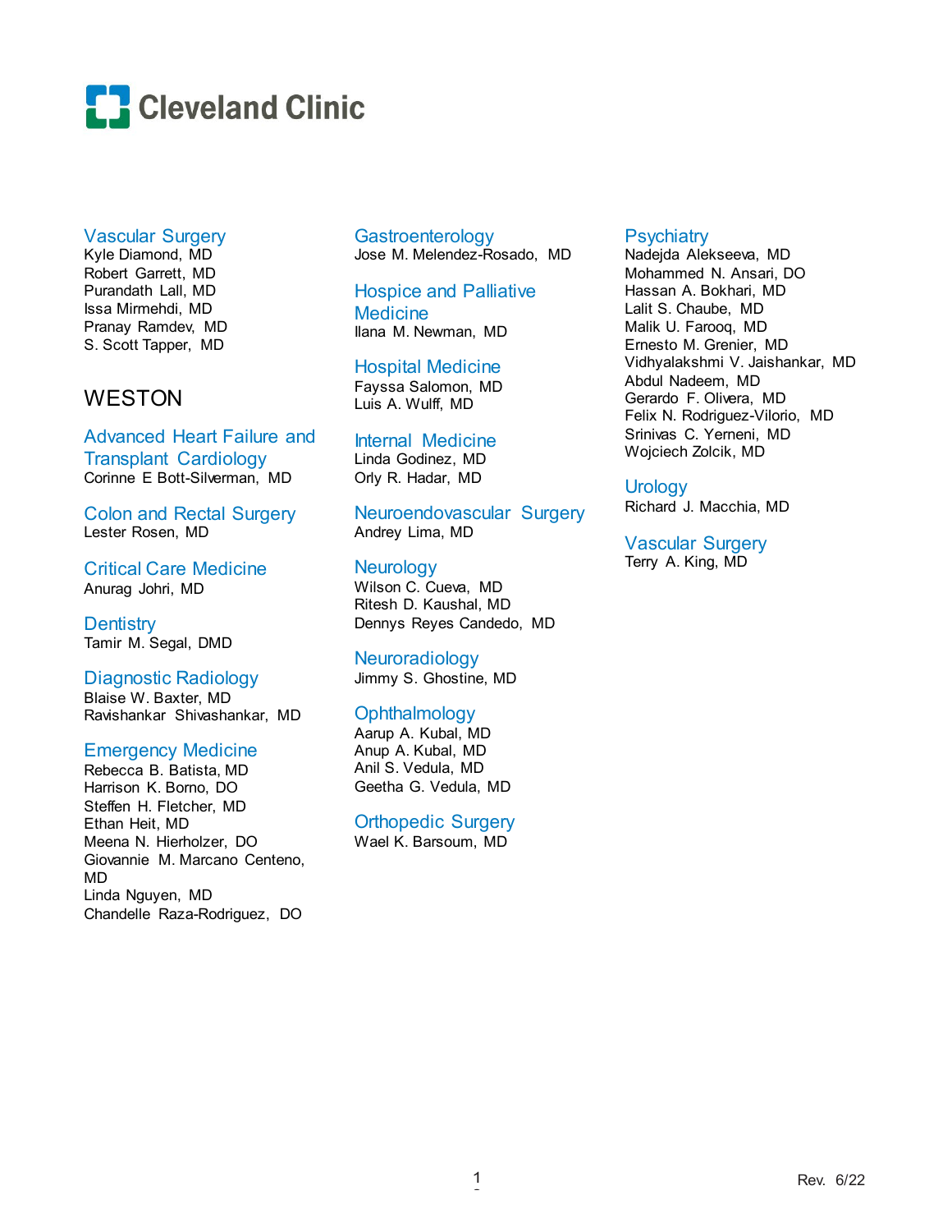Cleveland Clinic

### Vascular Surgery
Kyle Diamond, MD
Robert Garrett, MD
Purandath Lall, MD
Issa Mirmehdi, MD
Pranay Ramdev, MD
S. Scott Tapper, MD

## WESTON

### Advanced Heart Failure and Transplant Cardiology
Corinne E Bott-Silverman, MD

### Colon and Rectal Surgery
Lester Rosen, MD

### Critical Care Medicine
Anurag Johri, MD

### Dentistry
Tamir M. Segal, DMD

### Diagnostic Radiology
Blaise W. Baxter, MD
Ravishankar Shivashankar, MD

### Emergency Medicine
Rebecca B. Batista, MD
Harrison K. Borno, DO
Steffen H. Fletcher, MD
Ethan Heit, MD
Meena N. Hierholzer, DO
Giovannie M. Marcano Centeno, MD
Linda Nguyen, MD
Chandelle Raza-Rodriguez, DO

### Gastroenterology
Jose M. Melendez-Rosado, MD

### Hospice and Palliative Medicine
Ilana M. Newman, MD

### Hospital Medicine
Fayssa Salomon, MD
Luis A. Wulff, MD

### Internal Medicine
Linda Godinez, MD
Orly R. Hadar, MD

### Neuroendovascular Surgery
Andrey Lima, MD

### Neurology
Wilson C. Cueva, MD
Ritesh D. Kaushal, MD
Dennys Reyes Candedo, MD

### Neuroradiology
Jimmy S. Ghostine, MD

### Ophthalmology
Aarup A. Kubal, MD
Anup A. Kubal, MD
Anil S. Vedula, MD
Geetha G. Vedula, MD

### Orthopedic Surgery
Wael K. Barsoum, MD

### Psychiatry
Nadejda Alekseeva, MD
Mohammed N. Ansari, DO
Hassan A. Bokhari, MD
Lalit S. Chaube, MD
Malik U. Farooq, MD
Ernesto M. Grenier, MD
Vidhyalakshmi V. Jaishankar, MD
Abdul Nadeem, MD
Gerardo F. Olivera, MD
Felix N. Rodriguez-Vilorio, MD
Srinivas C. Yerneni, MD
Wojciech Zolcik, MD

### Urology
Richard J. Macchia, MD

### Vascular Surgery
Terry A. King, MD

Rev. 6/22